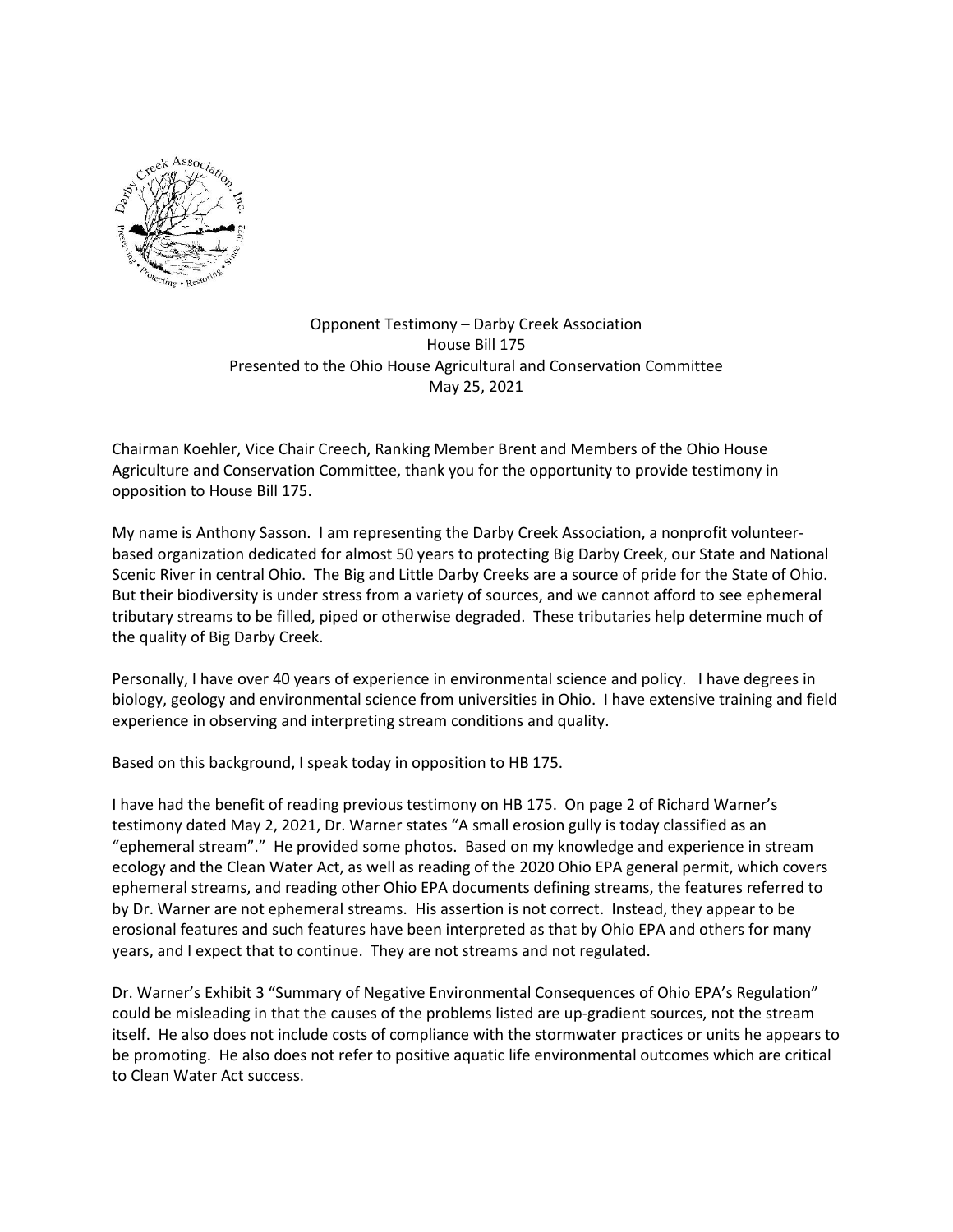Opponent Testimony – Darby Creek Association
House Bill 175
Presented to the Ohio House Agricultural and Conservation Committee
May 25, 2021

Chairman Koehler, Vice Chair Creech, Ranking Member Brent and Members of the Ohio House Agriculture and Conservation Committee, thank you for the opportunity to provide testimony in opposition to House Bill 175.

My name is Anthony Sasson. I am representing the Darby Creek Association, a nonprofit volunteer-based organization dedicated for almost 50 years to protecting Big Darby Creek, our State and National Scenic River in central Ohio. The Big and Little Darby Creeks are a source of pride for the State of Ohio. But their biodiversity is under stress from a variety of sources, and we cannot afford to see ephemeral tributary streams to be filled, piped or otherwise degraded. These tributaries help determine much of the quality of Big Darby Creek.

Personally, I have over 40 years of experience in environmental science and policy. I have degrees in biology, geology and environmental science from universities in Ohio. I have extensive training and field experience in observing and interpreting stream conditions and quality.

Based on this background, I speak today in opposition to HB 175.

I have had the benefit of reading previous testimony on HB 175. On page 2 of Richard Warner's testimony dated May 2, 2021, Dr. Warner states "A small erosion gully is today classified as an "ephemeral stream"." He provided some photos. Based on my knowledge and experience in stream ecology and the Clean Water Act, as well as reading of the 2020 Ohio EPA general permit, which covers ephemeral streams, and reading other Ohio EPA documents defining streams, the features referred to by Dr. Warner are not ephemeral streams. His assertion is not correct. Instead, they appear to be erosional features and such features have been interpreted as that by Ohio EPA and others for many years, and I expect that to continue. They are not streams and not regulated.

Dr. Warner's Exhibit 3 "Summary of Negative Environmental Consequences of Ohio EPA's Regulation" could be misleading in that the causes of the problems listed are up-gradient sources, not the stream itself. He also does not include costs of compliance with the stormwater practices or units he appears to be promoting. He also does not refer to positive aquatic life environmental outcomes which are critical to Clean Water Act success.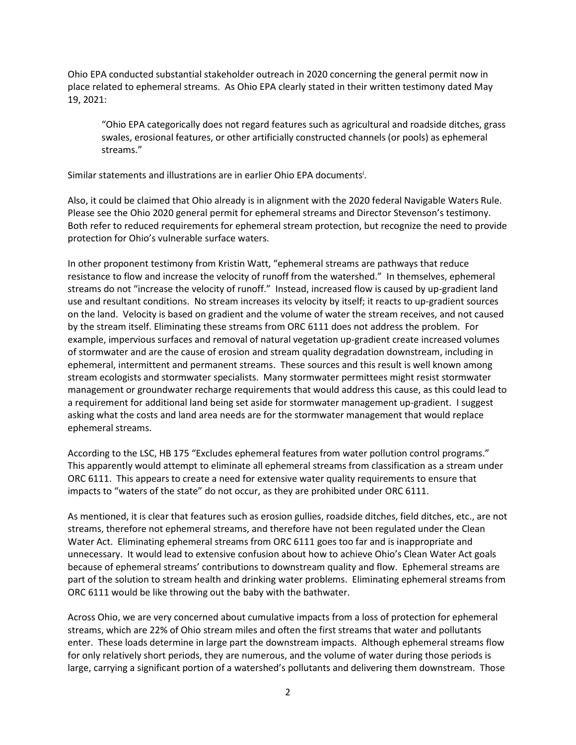Ohio EPA conducted substantial stakeholder outreach in 2020 concerning the general permit now in place related to ephemeral streams. As Ohio EPA clearly stated in their written testimony dated May 19, 2021:

> "Ohio EPA categorically does not regard features such as agricultural and roadside ditches, grass swales, erosional features, or other artificially constructed channels (or pools) as ephemeral streams."

Similar statements and illustrations are in earlier Ohio EPA documents[i].

Also, it could be claimed that Ohio already is in alignment with the 2020 federal Navigable Waters Rule. Please see the Ohio 2020 general permit for ephemeral streams and Director Stevenson's testimony. Both refer to reduced requirements for ephemeral stream protection, but recognize the need to provide protection for Ohio's vulnerable surface waters.

In other proponent testimony from Kristin Watt, "ephemeral streams are pathways that reduce resistance to flow and increase the velocity of runoff from the watershed." In themselves, ephemeral streams do not "increase the velocity of runoff." Instead, increased flow is caused by up-gradient land use and resultant conditions. No stream increases its velocity by itself; it reacts to up-gradient sources on the land. Velocity is based on gradient and the volume of water the stream receives, and not caused by the stream itself. Eliminating these streams from ORC 6111 does not address the problem. For example, impervious surfaces and removal of natural vegetation up-gradient create increased volumes of stormwater and are the cause of erosion and stream quality degradation downstream, including in ephemeral, intermittent and permanent streams. These sources and this result is well known among stream ecologists and stormwater specialists. Many stormwater permittees might resist stormwater management or groundwater recharge requirements that would address this cause, as this could lead to a requirement for additional land being set aside for stormwater management up-gradient. I suggest asking what the costs and land area needs are for the stormwater management that would replace ephemeral streams.

According to the LSC, HB 175 "Excludes ephemeral features from water pollution control programs." This apparently would attempt to eliminate all ephemeral streams from classification as a stream under ORC 6111. This appears to create a need for extensive water quality requirements to ensure that impacts to "waters of the state" do not occur, as they are prohibited under ORC 6111.

As mentioned, it is clear that features such as erosion gullies, roadside ditches, field ditches, etc., are not streams, therefore not ephemeral streams, and therefore have not been regulated under the Clean Water Act. Eliminating ephemeral streams from ORC 6111 goes too far and is inappropriate and unnecessary. It would lead to extensive confusion about how to achieve Ohio's Clean Water Act goals because of ephemeral streams' contributions to downstream quality and flow. Ephemeral streams are part of the solution to stream health and drinking water problems. Eliminating ephemeral streams from ORC 6111 would be like throwing out the baby with the bathwater.

Across Ohio, we are very concerned about cumulative impacts from a loss of protection for ephemeral streams, which are 22% of Ohio stream miles and often the first streams that water and pollutants enter. These loads determine in large part the downstream impacts. Although ephemeral streams flow for only relatively short periods, they are numerous, and the volume of water during those periods is large, carrying a significant portion of a watershed's pollutants and delivering them downstream. Those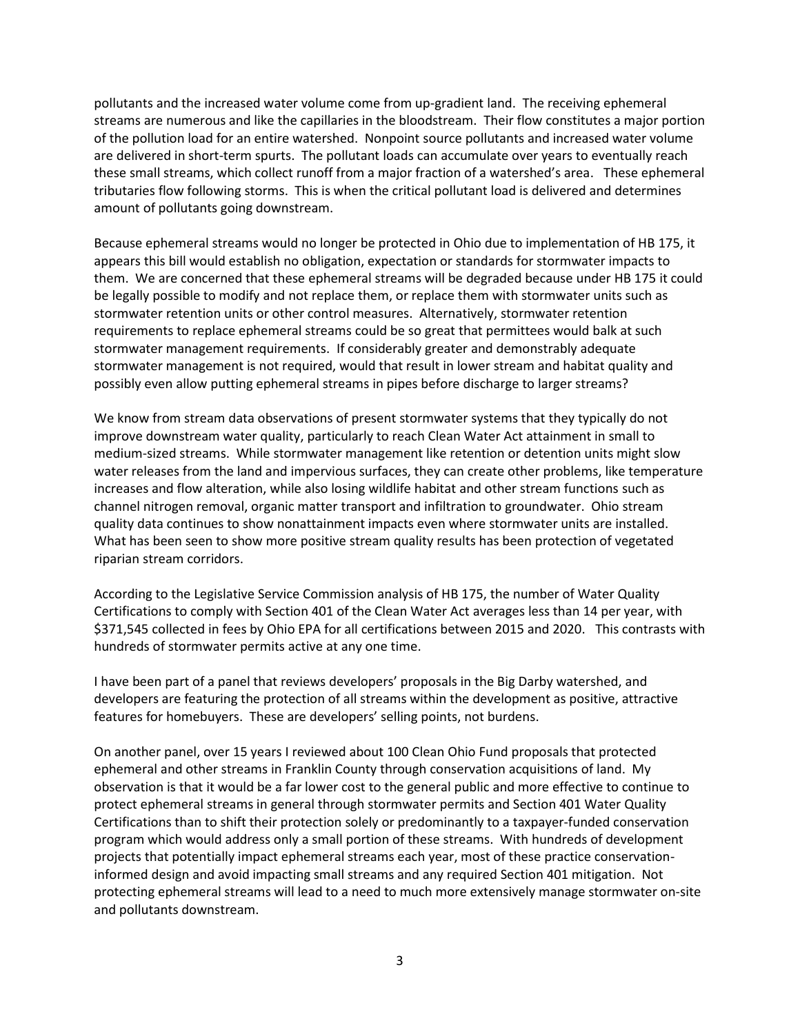pollutants and the increased water volume come from up-gradient land. The receiving ephemeral streams are numerous and like the capillaries in the bloodstream. Their flow constitutes a major portion of the pollution load for an entire watershed. Nonpoint source pollutants and increased water volume are delivered in short-term spurts. The pollutant loads can accumulate over years to eventually reach these small streams, which collect runoff from a major fraction of a watershed's area. These ephemeral tributaries flow following storms. This is when the critical pollutant load is delivered and determines amount of pollutants going downstream.

Because ephemeral streams would no longer be protected in Ohio due to implementation of HB 175, it appears this bill would establish no obligation, expectation or standards for stormwater impacts to them. We are concerned that these ephemeral streams will be degraded because under HB 175 it could be legally possible to modify and not replace them, or replace them with stormwater units such as stormwater retention units or other control measures. Alternatively, stormwater retention requirements to replace ephemeral streams could be so great that permittees would balk at such stormwater management requirements. If considerably greater and demonstrably adequate stormwater management is not required, would that result in lower stream and habitat quality and possibly even allow putting ephemeral streams in pipes before discharge to larger streams?

We know from stream data observations of present stormwater systems that they typically do not improve downstream water quality, particularly to reach Clean Water Act attainment in small to medium-sized streams. While stormwater management like retention or detention units might slow water releases from the land and impervious surfaces, they can create other problems, like temperature increases and flow alteration, while also losing wildlife habitat and other stream functions such as channel nitrogen removal, organic matter transport and infiltration to groundwater. Ohio stream quality data continues to show nonattainment impacts even where stormwater units are installed. What has been seen to show more positive stream quality results has been protection of vegetated riparian stream corridors.

According to the Legislative Service Commission analysis of HB 175, the number of Water Quality Certifications to comply with Section 401 of the Clean Water Act averages less than 14 per year, with $371,545 collected in fees by Ohio EPA for all certifications between 2015 and 2020. This contrasts with hundreds of stormwater permits active at any one time.

I have been part of a panel that reviews developers' proposals in the Big Darby watershed, and developers are featuring the protection of all streams within the development as positive, attractive features for homebuyers. These are developers' selling points, not burdens.

On another panel, over 15 years I reviewed about 100 Clean Ohio Fund proposals that protected ephemeral and other streams in Franklin County through conservation acquisitions of land. My observation is that it would be a far lower cost to the general public and more effective to continue to protect ephemeral streams in general through stormwater permits and Section 401 Water Quality Certifications than to shift their protection solely or predominantly to a taxpayer-funded conservation program which would address only a small portion of these streams. With hundreds of development projects that potentially impact ephemeral streams each year, most of these practice conservation-informed design and avoid impacting small streams and any required Section 401 mitigation. Not protecting ephemeral streams will lead to a need to much more extensively manage stormwater on-site and pollutants downstream.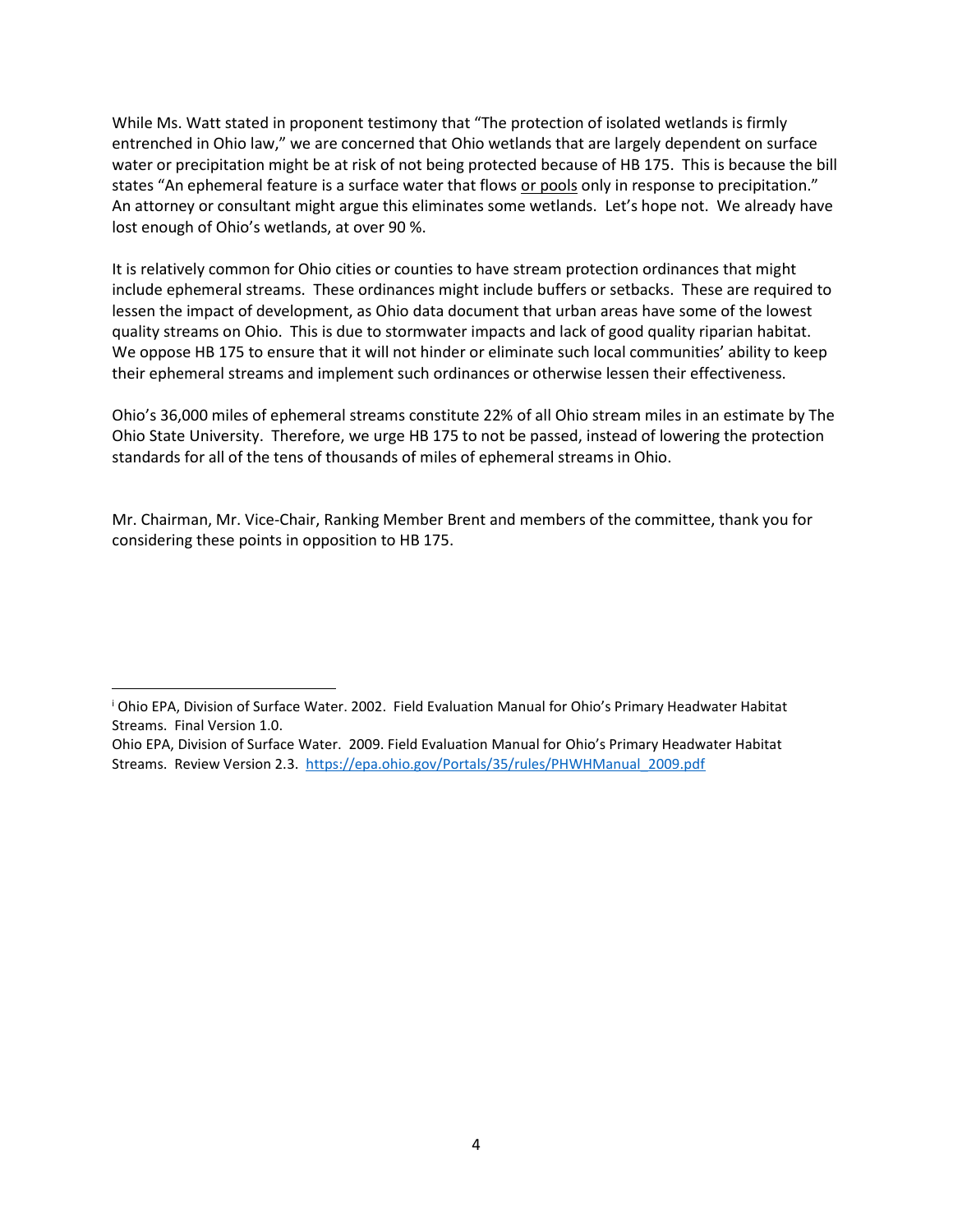While Ms. Watt stated in proponent testimony that "The protection of isolated wetlands is firmly entrenched in Ohio law," we are concerned that Ohio wetlands that are largely dependent on surface water or precipitation might be at risk of not being protected because of HB 175. This is because the bill states "An ephemeral feature is a surface water that flows <u>or pools</u> only in response to precipitation." An attorney or consultant might argue this eliminates some wetlands. Let's hope not. We already have lost enough of Ohio's wetlands, at over 90 %.

It is relatively common for Ohio cities or counties to have stream protection ordinances that might include ephemeral streams. These ordinances might include buffers or setbacks. These are required to lessen the impact of development, as Ohio data document that urban areas have some of the lowest quality streams on Ohio. This is due to stormwater impacts and lack of good quality riparian habitat. We oppose HB 175 to ensure that it will not hinder or eliminate such local communities' ability to keep their ephemeral streams and implement such ordinances or otherwise lessen their effectiveness.

Ohio's 36,000 miles of ephemeral streams constitute 22% of all Ohio stream miles in an estimate by The Ohio State University. Therefore, we urge HB 175 to not be passed, instead of lowering the protection standards for all of the tens of thousands of miles of ephemeral streams in Ohio.

Mr. Chairman, Mr. Vice-Chair, Ranking Member Brent and members of the committee, thank you for considering these points in opposition to HB 175.

---

[i] Ohio EPA, Division of Surface Water. 2002. Field Evaluation Manual for Ohio's Primary Headwater Habitat Streams. Final Version 1.0.

Ohio EPA, Division of Surface Water. 2009. Field Evaluation Manual for Ohio's Primary Headwater Habitat Streams. Review Version 2.3. https://epa.ohio.gov/Portals/35/rules/PHWHManual_2009.pdf